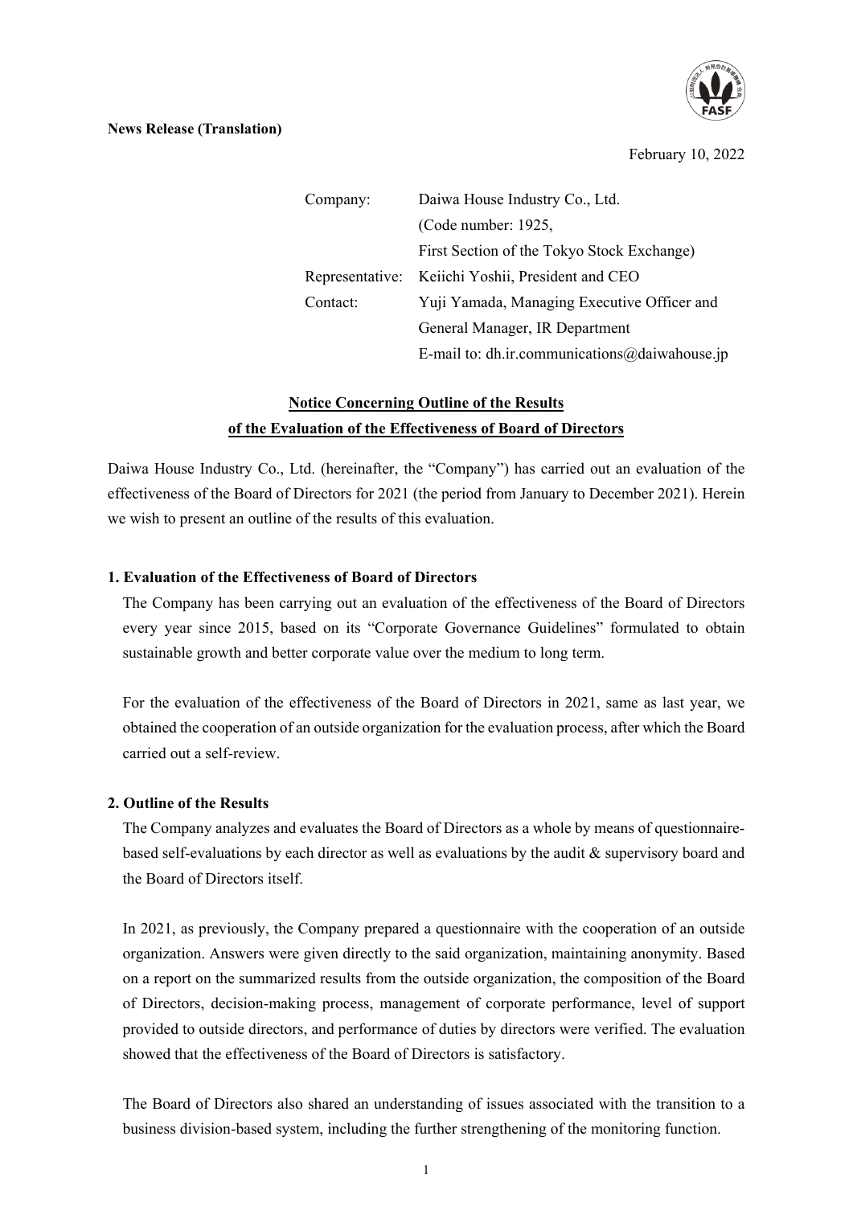**News Release (Translation)**

February 10, 2022

| | |
|---|---|
| Company: | Daiwa House Industry Co., Ltd. (Code number: 1925, First Section of the Tokyo Stock Exchange) |
| Representative: | Keiichi Yoshii, President and CEO |
| Contact: | Yuji Yamada, Managing Executive Officer and General Manager, IR Department<br>E-mail to: dh.ir.communications@daiwahouse.jp |

# Notice Concerning Outline of the Results of the Evaluation of the Effectiveness of Board of Directors

Daiwa House Industry Co., Ltd. (hereinafter, the "Company") has carried out an evaluation of the effectiveness of the Board of Directors for 2021 (the period from January to December 2021). Herein we wish to present an outline of the results of this evaluation.

## 1. Evaluation of the Effectiveness of Board of Directors

The Company has been carrying out an evaluation of the effectiveness of the Board of Directors every year since 2015, based on its "Corporate Governance Guidelines" formulated to obtain sustainable growth and better corporate value over the medium to long term.

For the evaluation of the effectiveness of the Board of Directors in 2021, same as last year, we obtained the cooperation of an outside organization for the evaluation process, after which the Board carried out a self-review.

## 2. Outline of the Results

The Company analyzes and evaluates the Board of Directors as a whole by means of questionnaire-based self-evaluations by each director as well as evaluations by the audit & supervisory board and the Board of Directors itself.

In 2021, as previously, the Company prepared a questionnaire with the cooperation of an outside organization. Answers were given directly to the said organization, maintaining anonymity. Based on a report on the summarized results from the outside organization, the composition of the Board of Directors, decision-making process, management of corporate performance, level of support provided to outside directors, and performance of duties by directors were verified. The evaluation showed that the effectiveness of the Board of Directors is satisfactory.

The Board of Directors also shared an understanding of issues associated with the transition to a business division-based system, including the further strengthening of the monitoring function.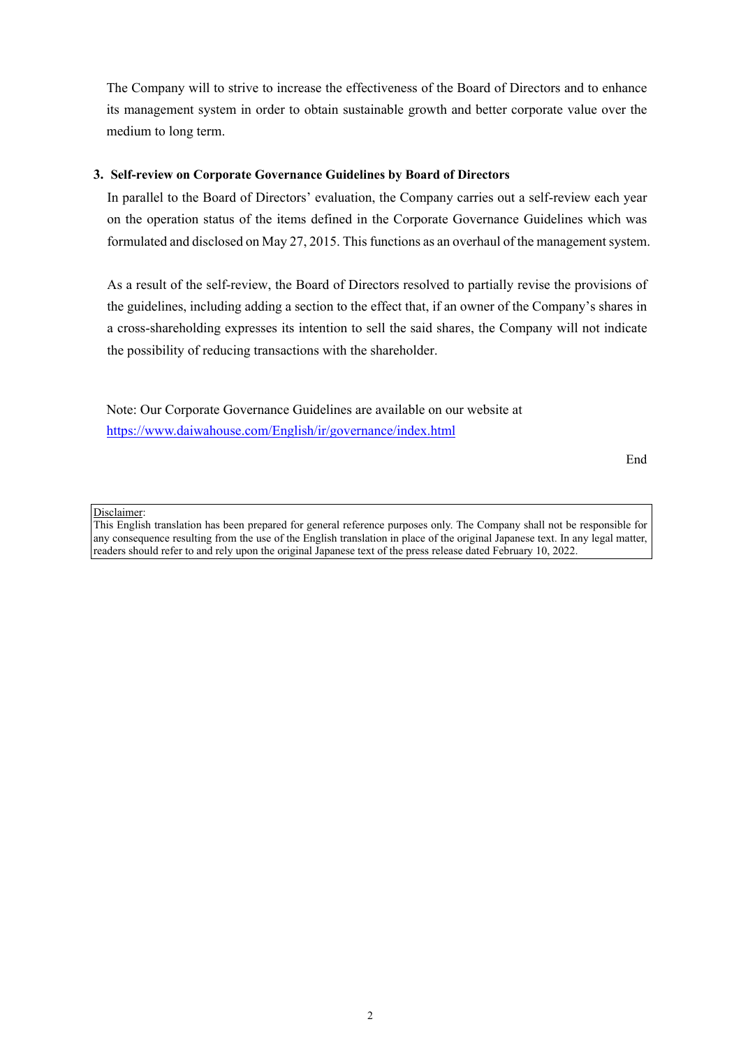The Company will to strive to increase the effectiveness of the Board of Directors and to enhance its management system in order to obtain sustainable growth and better corporate value over the medium to long term.

### 3. Self-review on Corporate Governance Guidelines by Board of Directors

In parallel to the Board of Directors' evaluation, the Company carries out a self-review each year on the operation status of the items defined in the Corporate Governance Guidelines which was formulated and disclosed on May 27, 2015. This functions as an overhaul of the management system.

As a result of the self-review, the Board of Directors resolved to partially revise the provisions of the guidelines, including adding a section to the effect that, if an owner of the Company's shares in a cross-shareholding expresses its intention to sell the said shares, the Company will not indicate the possibility of reducing transactions with the shareholder.

Note: Our Corporate Governance Guidelines are available on our website at https://www.daiwahouse.com/English/ir/governance/index.html

End

Disclaimer:
This English translation has been prepared for general reference purposes only. The Company shall not be responsible for any consequence resulting from the use of the English translation in place of the original Japanese text. In any legal matter, readers should refer to and rely upon the original Japanese text of the press release dated February 10, 2022.